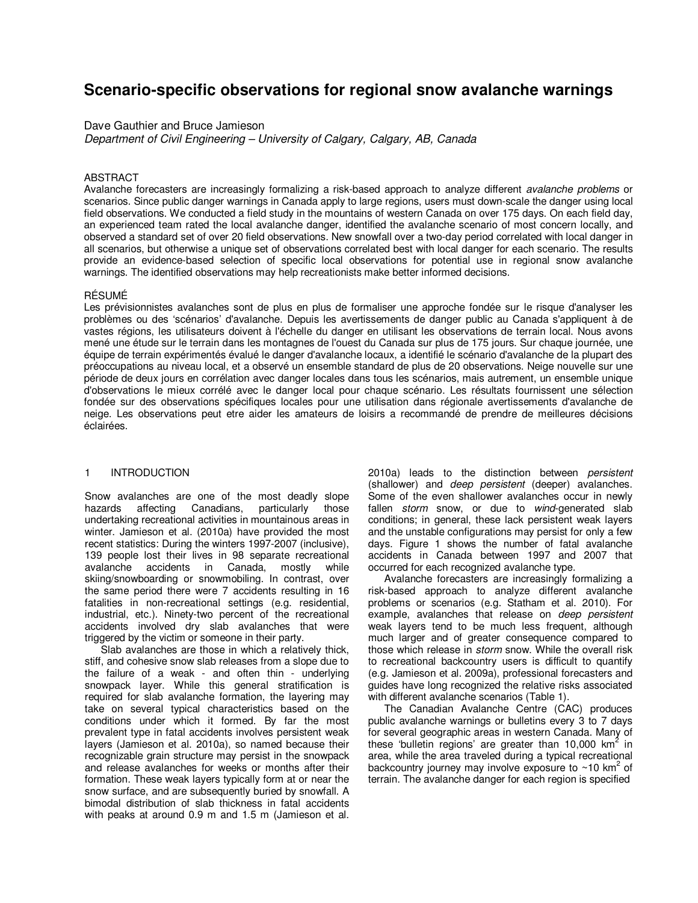# Scenario-specific observations for regional snow avalanche warnings

Dave Gauthier and Bruce Jamieson

*Department of Civil Engineering – University of Calgary, Calgary, AB, Canada*

## ABSTRACT

Avalanche forecasters are increasingly formalizing a risk-based approach to analyze different *avalanche problems* or scenarios. Since public danger warnings in Canada apply to large regions, users must down-scale the danger using local field observations. We conducted a field study in the mountains of western Canada on over 175 days. On each field day, an experienced team rated the local avalanche danger, identified the avalanche scenario of most concern locally, and observed a standard set of over 20 field observations. New snowfall over a two-day period correlated with local danger in all scenarios, but otherwise a unique set of observations correlated best with local danger for each scenario. The results provide an evidence-based selection of specific local observations for potential use in regional snow avalanche warnings. The identified observations may help recreationists make better informed decisions.

## RÉSUMÉ

Les prévisionnistes avalanches sont de plus en plus de formaliser une approche fondée sur le risque d'analyser les problèmes ou des 'scénarios' d'avalanche. Depuis les avertissements de danger public au Canada s'appliquent à de vastes régions, les utilisateurs doivent à l'échelle du danger en utilisant les observations de terrain local. Nous avons mené une étude sur le terrain dans les montagnes de l'ouest du Canada sur plus de 175 jours. Sur chaque journée, une équipe de terrain expérimentés évalué le danger d'avalanche locaux, a identifié le scénario d'avalanche de la plupart des préoccupations au niveau local, et a observé un ensemble standard de plus de 20 observations. Neige nouvelle sur une période de deux jours en corrélation avec danger locales dans tous les scénarios, mais autrement, un ensemble unique d'observations le mieux corrélé avec le danger local pour chaque scénario. Les résultats fournissent une sélection fondée sur des observations spécifiques locales pour une utilisation dans régionale avertissements d'avalanche de neige. Les observations peut etre aider les amateurs de loisirs a recommandé de prendre de meilleures décisions éclairées.

## 1 INTRODUCTION

Snow avalanches are one of the most deadly slope hazards affecting Canadians, particularly those undertaking recreational activities in mountainous areas in winter. Jamieson et al. (2010a) have provided the most recent statistics: During the winters 1997-2007 (inclusive), 139 people lost their lives in 98 separate recreational avalanche accidents in Canada, mostly while skiing/snowboarding or snowmobiling. In contrast, over the same period there were 7 accidents resulting in 16 fatalities in non-recreational settings (e.g. residential, industrial, etc.). Ninety-two percent of the recreational accidents involved dry slab avalanches that were triggered by the victim or someone in their party.

Slab avalanches are those in which a relatively thick, stiff, and cohesive snow slab releases from a slope due to the failure of a weak - and often thin - underlying snowpack layer. While this general stratification is required for slab avalanche formation, the layering may take on several typical characteristics based on the conditions under which it formed. By far the most prevalent type in fatal accidents involves persistent weak layers (Jamieson et al. 2010a), so named because their recognizable grain structure may persist in the snowpack and release avalanches for weeks or months after their formation. These weak layers typically form at or near the snow surface, and are subsequently buried by snowfall. A bimodal distribution of slab thickness in fatal accidents with peaks at around 0.9 m and 1.5 m (Jamieson et al. 2010a) leads to the distinction between *persistent* (shallower) and *deep persistent* (deeper) avalanches. Some of the even shallower avalanches occur in newly fallen *storm* snow, or due to *wind*-generated slab conditions; in general, these lack persistent weak layers and the unstable configurations may persist for only a few days. Figure 1 shows the number of fatal avalanche accidents in Canada between 1997 and 2007 that occurred for each recognized avalanche type.

Avalanche forecasters are increasingly formalizing a risk-based approach to analyze different avalanche problems or scenarios (e.g. Statham et al. 2010). For example, avalanches that release on *deep persistent* weak layers tend to be much less frequent, although much larger and of greater consequence compared to those which release in *storm* snow. While the overall risk to recreational backcountry users is difficult to quantify (e.g. Jamieson et al. 2009a), professional forecasters and guides have long recognized the relative risks associated with different avalanche scenarios (Table 1).

The Canadian Avalanche Centre (CAC) produces public avalanche warnings or bulletins every 3 to 7 days for several geographic areas in western Canada. Many of these 'bulletin regions' are greater than 10,000 $km^2$ in area, while the area traveled during a typical recreational backcountry journey may involve exposure to ~10 $km^2$ of terrain. The avalanche danger for each region is specified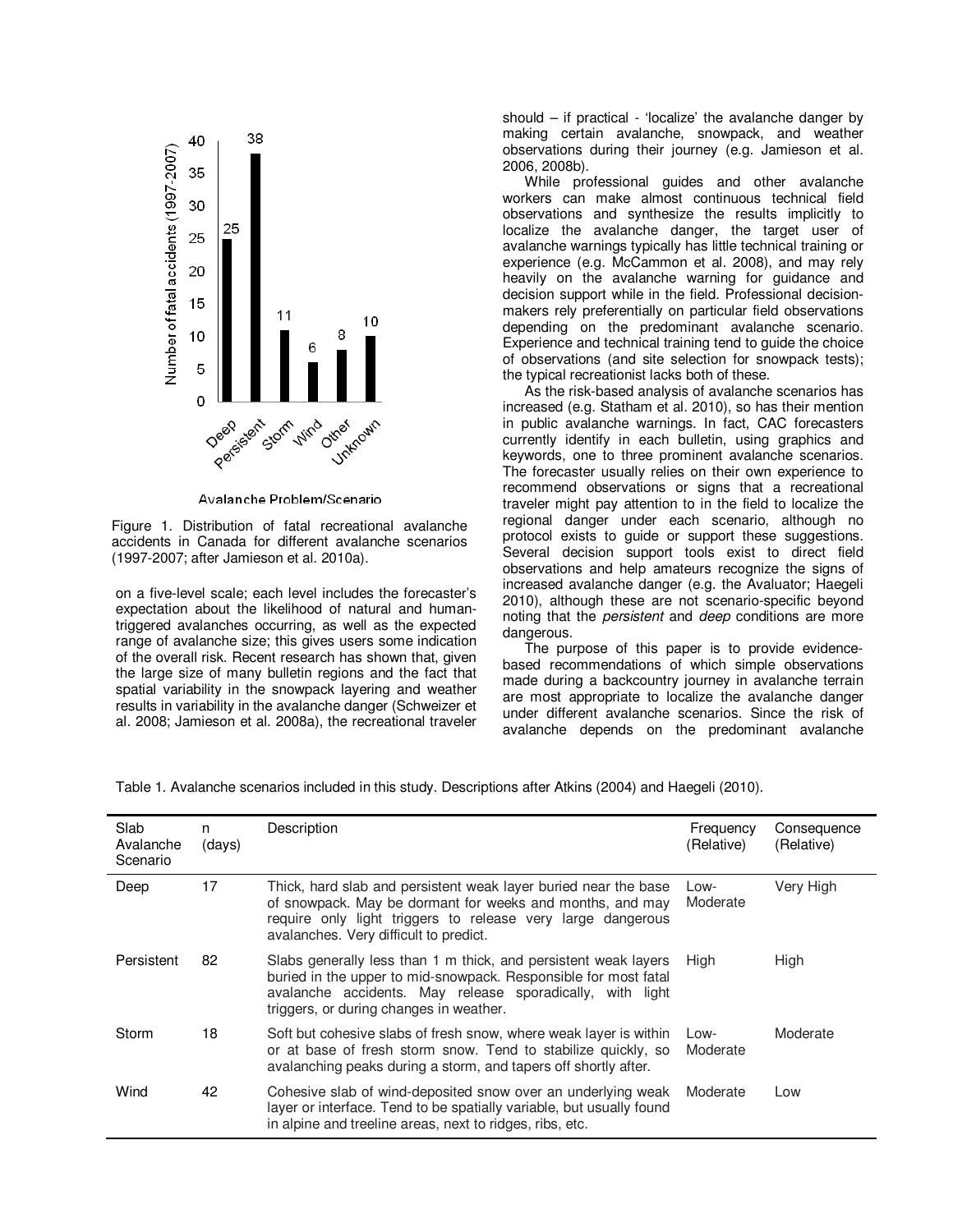Figure 1. Distribution of fatal recreational avalanche accidents in Canada for different avalanche scenarios (1997-2007; after Jamieson et al. 2010a).

on a five-level scale; each level includes the forecaster's expectation about the likelihood of natural and human-triggered avalanches occurring, as well as the expected range of avalanche size; this gives users some indication of the overall risk. Recent research has shown that, given the large size of many bulletin regions and the fact that spatial variability in the snowpack layering and weather results in variability in the avalanche danger (Schweizer et al. 2008; Jamieson et al. 2008a), the recreational traveler should – if practical - 'localize' the avalanche danger by making certain avalanche, snowpack, and weather observations during their journey (e.g. Jamieson et al. 2006, 2008b).

While professional guides and other avalanche workers can make almost continuous technical field observations and synthesize the results implicitly to localize the avalanche danger, the target user of avalanche warnings typically has little technical training or experience (e.g. McCammon et al. 2008), and may rely heavily on the avalanche warning for guidance and decision support while in the field. Professional decision-makers rely preferentially on particular field observations depending on the predominant avalanche scenario. Experience and technical training tend to guide the choice of observations (and site selection for snowpack tests); the typical recreationist lacks both of these.

As the risk-based analysis of avalanche scenarios has increased (e.g. Statham et al. 2010), so has their mention in public avalanche warnings. In fact, CAC forecasters currently identify in each bulletin, using graphics and keywords, one to three prominent avalanche scenarios. The forecaster usually relies on their own experience to recommend observations or signs that a recreational traveler might pay attention to in the field to localize the regional danger under each scenario, although no protocol exists to guide or support these suggestions. Several decision support tools exist to direct field observations and help amateurs recognize the signs of increased avalanche danger (e.g. the Avaluator; Haegeli 2010), although these are not scenario-specific beyond noting that the *persistent* and *deep* conditions are more dangerous.

The purpose of this paper is to provide evidence-based recommendations of which simple observations made during a backcountry journey in avalanche terrain are most appropriate to localize the avalanche danger under different avalanche scenarios. Since the risk of avalanche depends on the predominant avalanche

Table 1. Avalanche scenarios included in this study. Descriptions after Atkins (2004) and Haegeli (2010).

| Slab Avalanche Scenario | n (days) | Description | Frequency (Relative) | Consequence (Relative) |
|---|---|---|---|---|
| Deep | 17 | Thick, hard slab and persistent weak layer buried near the base of snowpack. May be dormant for weeks and months, and may require only light triggers to release very large dangerous avalanches. Very difficult to predict. | Low-Moderate | Very High |
| Persistent | 82 | Slabs generally less than 1 m thick, and persistent weak layers buried in the upper to mid-snowpack. Responsible for most fatal avalanche accidents. May release sporadically, with light triggers, or during changes in weather. | High | High |
| Storm | 18 | Soft but cohesive slabs of fresh snow, where weak layer is within or at base of fresh storm snow. Tend to stabilize quickly, so avalanching peaks during a storm, and tapers off shortly after. | Low-Moderate | Moderate |
| Wind | 42 | Cohesive slab of wind-deposited snow over an underlying weak layer or interface. Tend to be spatially variable, but usually found in alpine and treeline areas, next to ridges, ribs, etc. | Moderate | Low |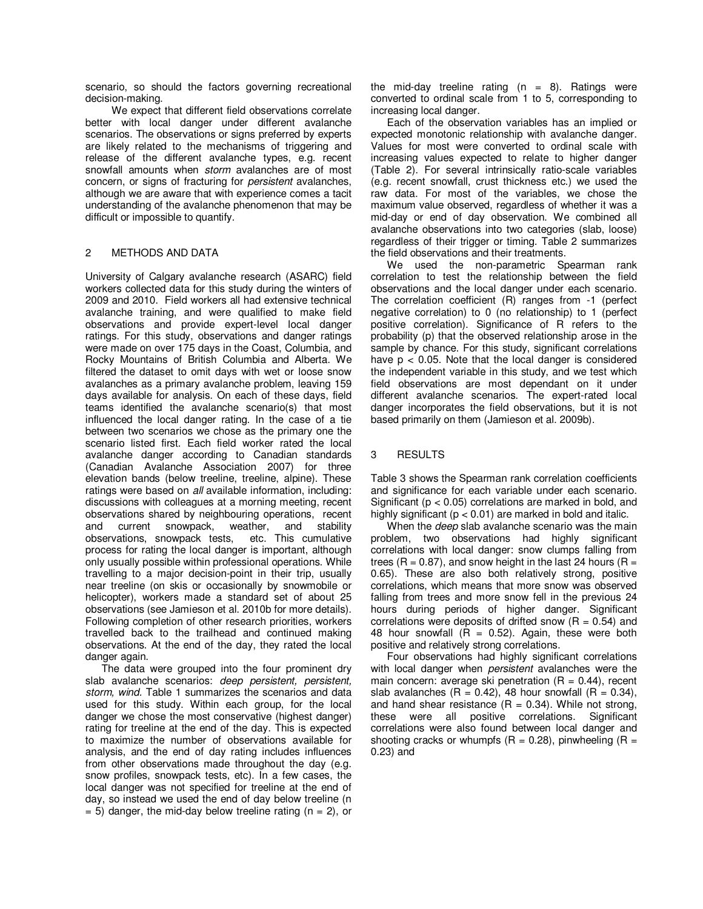scenario, so should the factors governing recreational decision-making.

We expect that different field observations correlate better with local danger under different avalanche scenarios. The observations or signs preferred by experts are likely related to the mechanisms of triggering and release of the different avalanche types, e.g. recent snowfall amounts when *storm* avalanches are of most concern, or signs of fracturing for *persistent* avalanches, although we are aware that with experience comes a tacit understanding of the avalanche phenomenon that may be difficult or impossible to quantify.

## 2 METHODS AND DATA

University of Calgary avalanche research (ASARC) field workers collected data for this study during the winters of 2009 and 2010. Field workers all had extensive technical avalanche training, and were qualified to make field observations and provide expert-level local danger ratings. For this study, observations and danger ratings were made on over 175 days in the Coast, Columbia, and Rocky Mountains of British Columbia and Alberta. We filtered the dataset to omit days with wet or loose snow avalanches as a primary avalanche problem, leaving 159 days available for analysis. On each of these days, field teams identified the avalanche scenario(s) that most influenced the local danger rating. In the case of a tie between two scenarios we chose as the primary one the scenario listed first. Each field worker rated the local avalanche danger according to Canadian standards (Canadian Avalanche Association 2007) for three elevation bands (below treeline, treeline, alpine). These ratings were based on *all* available information, including: discussions with colleagues at a morning meeting, recent observations shared by neighbouring operations, recent and current snowpack, weather, and stability observations, snowpack tests, etc. This cumulative process for rating the local danger is important, although only usually possible within professional operations. While travelling to a major decision-point in their trip, usually near treeline (on skis or occasionally by snowmobile or helicopter), workers made a standard set of about 25 observations (see Jamieson et al. 2010b for more details). Following completion of other research priorities, workers travelled back to the trailhead and continued making observations. At the end of the day, they rated the local danger again.

The data were grouped into the four prominent dry slab avalanche scenarios: *deep persistent, persistent, storm, wind.* Table 1 summarizes the scenarios and data used for this study. Within each group, for the local danger we chose the most conservative (highest danger) rating for treeline at the end of the day. This is expected to maximize the number of observations available for analysis, and the end of day rating includes influences from other observations made throughout the day (e.g. snow profiles, snowpack tests, etc). In a few cases, the local danger was not specified for treeline at the end of day, so instead we used the end of day below treeline ($n = 5$) danger, the mid-day below treeline rating ($n = 2$), or the mid-day treeline rating ($n = 8$). Ratings were converted to ordinal scale from 1 to 5, corresponding to increasing local danger.

Each of the observation variables has an implied or expected monotonic relationship with avalanche danger. Values for most were converted to ordinal scale with increasing values expected to relate to higher danger (Table 2). For several intrinsically ratio-scale variables (e.g. recent snowfall, crust thickness etc.) we used the raw data. For most of the variables, we chose the maximum value observed, regardless of whether it was a mid-day or end of day observation. We combined all avalanche observations into two categories (slab, loose) regardless of their trigger or timing. Table 2 summarizes the field observations and their treatments.

We used the non-parametric Spearman rank correlation to test the relationship between the field observations and the local danger under each scenario. The correlation coefficient (R) ranges from -1 (perfect negative correlation) to 0 (no relationship) to 1 (perfect positive correlation). Significance of R refers to the probability (p) that the observed relationship arose in the sample by chance. For this study, significant correlations have $p < 0.05$. Note that the local danger is considered the independent variable in this study, and we test which field observations are most dependant on it under different avalanche scenarios. The expert-rated local danger incorporates the field observations, but it is not based primarily on them (Jamieson et al. 2009b).

## 3 RESULTS

Table 3 shows the Spearman rank correlation coefficients and significance for each variable under each scenario. Significant ($p < 0.05$) correlations are marked in bold, and highly significant ($p < 0.01$) are marked in bold and italic.

When the *deep* slab avalanche scenario was the main problem, two observations had highly significant correlations with local danger: snow clumps falling from trees ($R = 0.87$), and snow height in the last 24 hours ($R = 0.65$). These are also both relatively strong, positive correlations, which means that more snow was observed falling from trees and more snow fell in the previous 24 hours during periods of higher danger. Significant correlations were deposits of drifted snow ($R = 0.54$) and 48 hour snowfall ($R = 0.52$). Again, these were both positive and relatively strong correlations.

Four observations had highly significant correlations with local danger when *persistent* avalanches were the main concern: average ski penetration ($R = 0.44$), recent slab avalanches ($R = 0.42$), 48 hour snowfall ($R = 0.34$), and hand shear resistance ($R = 0.34$). While not strong, these were all positive correlations. Significant correlations were also found between local danger and shooting cracks or whumpfs ($R = 0.28$), pinwheeling ($R = 0.23$) and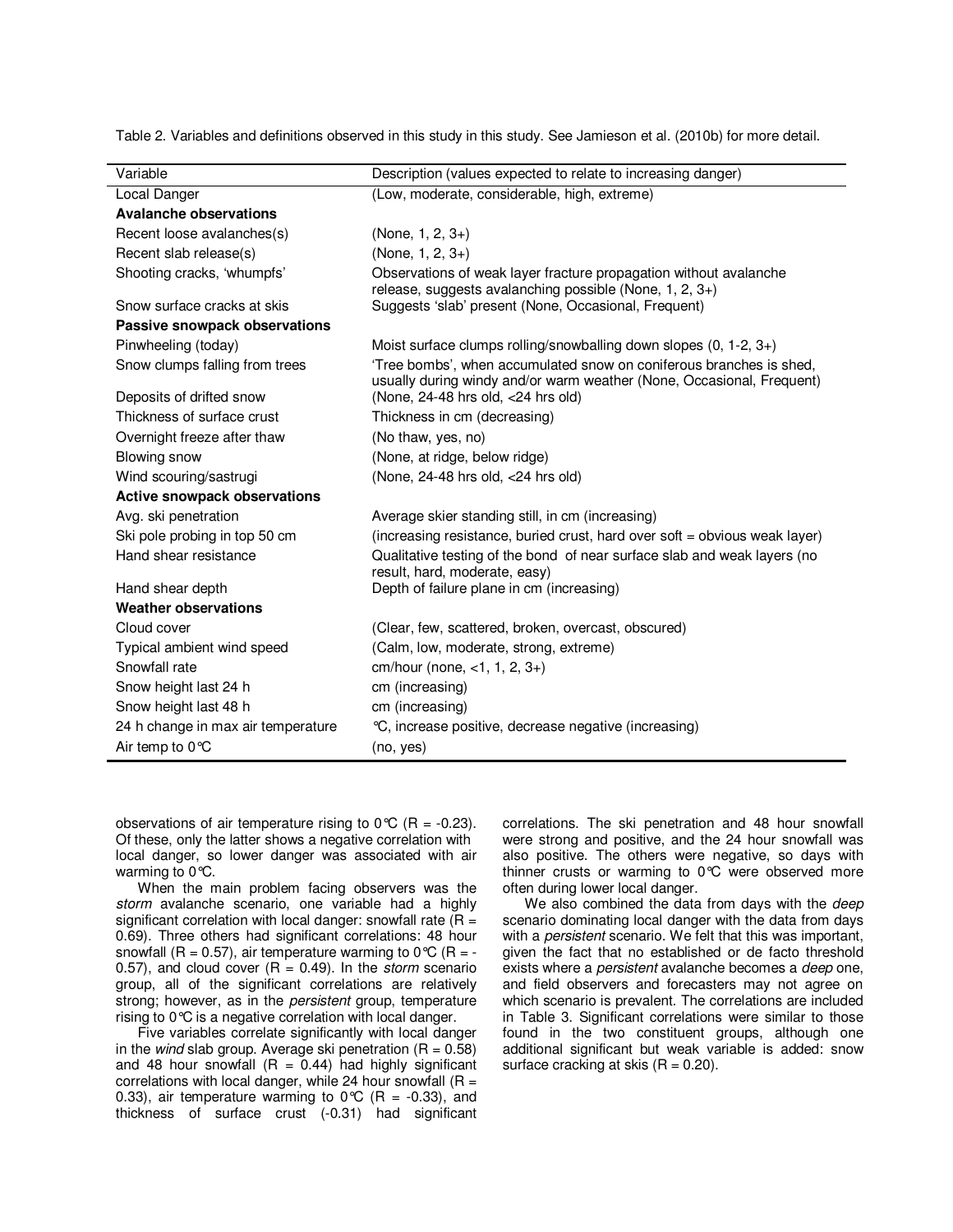Table 2. Variables and definitions observed in this study in this study. See Jamieson et al. (2010b) for more detail.

| Variable | Description (values expected to relate to increasing danger) |
|---|---|
| Local Danger | (Low, moderate, considerable, high, extreme) |
| **Avalanche observations** | |
| Recent loose avalanches(s) | (None, 1, 2, 3+) |
| Recent slab release(s) | (None, 1, 2, 3+) |
| Shooting cracks, 'whumpfs' | Observations of weak layer fracture propagation without avalanche release, suggests avalanching possible (None, 1, 2, 3+) |
| Snow surface cracks at skis | Suggests 'slab' present (None, Occasional, Frequent) |
| **Passive snowpack observations** | |
| Pinwheeling (today) | Moist surface clumps rolling/snowballing down slopes (0, 1-2, 3+) |
| Snow clumps falling from trees | 'Tree bombs', when accumulated snow on coniferous branches is shed, usually during windy and/or warm weather (None, Occasional, Frequent) |
| Deposits of drifted snow | (None, 24-48 hrs old, <24 hrs old) |
| Thickness of surface crust | Thickness in cm (decreasing) |
| Overnight freeze after thaw | (No thaw, yes, no) |
| Blowing snow | (None, at ridge, below ridge) |
| Wind scouring/sastrugi | (None, 24-48 hrs old, <24 hrs old) |
| **Active snowpack observations** | |
| Avg. ski penetration | Average skier standing still, in cm (increasing) |
| Ski pole probing in top 50 cm | (increasing resistance, buried crust, hard over soft = obvious weak layer) |
| Hand shear resistance | Qualitative testing of the bond of near surface slab and weak layers (no result, hard, moderate, easy) |
| Hand shear depth | Depth of failure plane in cm (increasing) |
| **Weather observations** | |
| Cloud cover | (Clear, few, scattered, broken, overcast, obscured) |
| Typical ambient wind speed | (Calm, low, moderate, strong, extreme) |
| Snowfall rate | cm/hour (none, <1, 1, 2, 3+) |
| Snow height last 24 h | cm (increasing) |
| Snow height last 48 h | cm (increasing) |
| 24 h change in max air temperature | °C, increase positive, decrease negative (increasing) |
| Air temp to 0°C | (no, yes) |

observations of air temperature rising to 0°C (R = -0.23). Of these, only the latter shows a negative correlation with local danger, so lower danger was associated with air warming to 0°C.

When the main problem facing observers was the *storm* avalanche scenario, one variable had a highly significant correlation with local danger: snowfall rate (R = 0.69). Three others had significant correlations: 48 hour snowfall (R = 0.57), air temperature warming to 0°C (R = -0.57), and cloud cover (R = 0.49). In the *storm* scenario group, all of the significant correlations are relatively strong; however, as in the *persistent* group, temperature rising to 0°C is a negative correlation with local danger.

Five variables correlate significantly with local danger in the *wind* slab group. Average ski penetration (R = 0.58) and 48 hour snowfall (R = 0.44) had highly significant correlations with local danger, while 24 hour snowfall (R = 0.33), air temperature warming to 0°C (R = -0.33), and thickness of surface crust (-0.31) had significant correlations. The ski penetration and 48 hour snowfall were strong and positive, and the 24 hour snowfall was also positive. The others were negative, so days with thinner crusts or warming to 0°C were observed more often during lower local danger.

We also combined the data from days with the *deep* scenario dominating local danger with the data from days with a *persistent* scenario. We felt that this was important, given the fact that no established or de facto threshold exists where a *persistent* avalanche becomes a *deep* one, and field observers and forecasters may not agree on which scenario is prevalent. The correlations are included in Table 3. Significant correlations were similar to those found in the two constituent groups, although one additional significant but weak variable is added: snow surface cracking at skis (R = 0.20).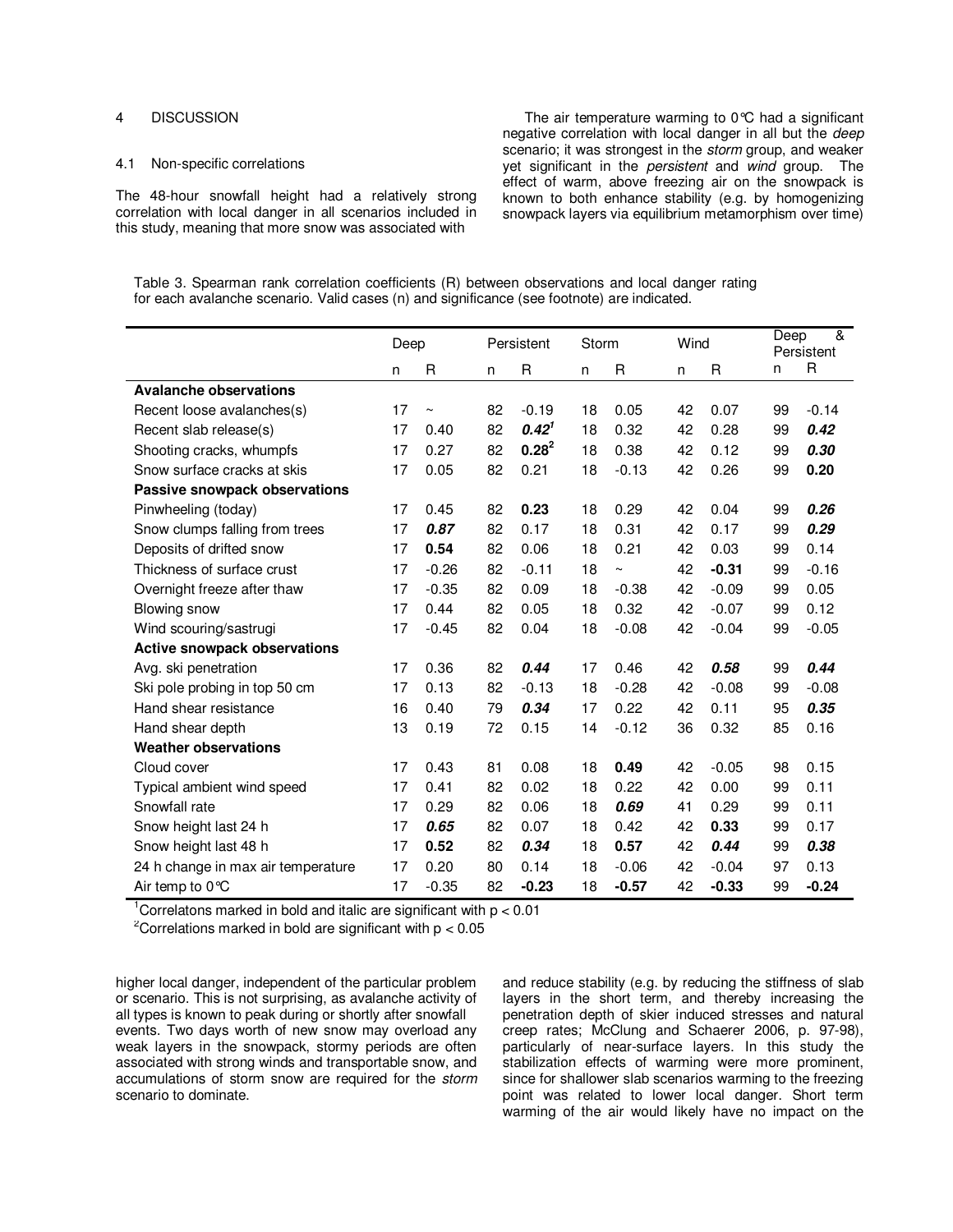## 4 DISCUSSION

### 4.1 Non-specific correlations

The 48-hour snowfall height had a relatively strong correlation with local danger in all scenarios included in this study, meaning that more snow was associated with higher local danger, independent of the particular problem or scenario. This is not surprising, as avalanche activity of all types is known to peak during or shortly after snowfall events. Two days worth of new snow may overload any weak layers in the snowpack, stormy periods are often associated with strong winds and transportable snow, and accumulations of storm snow are required for the *storm* scenario to dominate.

The air temperature warming to 0°C had a significant negative correlation with local danger in all but the *deep* scenario; it was strongest in the *storm* group, and weaker yet significant in the *persistent* and *wind* group. The effect of warm, above freezing air on the snowpack is known to both enhance stability (e.g. by homogenizing snowpack layers via equilibrium metamorphism over time) and reduce stability (e.g. by reducing the stiffness of slab layers in the short term, and thereby increasing the penetration depth of skier induced stresses and natural creep rates; McClung and Schaerer 2006, p. 97-98), particularly of near-surface layers. In this study the stabilization effects of warming were more prominent, since for shallower slab scenarios warming to the freezing point was related to lower local danger. Short term warming of the air would likely have no impact on the

Table 3. Spearman rank correlation coefficients (R) between observations and local danger rating for each avalanche scenario. Valid cases (n) and significance (see footnote) are indicated.

| | Deep | | Persistent | | Storm | | Wind | | Deep & Persistent | |
|---|---|---|---|---|---|---|---|---|---|---|
| | n | R | n | R | n | R | n | R | n | R |
| **Avalanche observations** | | | | | | | | | | |
| Recent loose avalanches(s) | 17 | ~ | 82 | -0.19 | 18 | 0.05 | 42 | 0.07 | 99 | -0.14 |
| Recent slab release(s) | 17 | 0.40 | 82 | ***0.42***[1] | 18 | 0.32 | 42 | 0.28 | 99 | ***0.42*** |
| Shooting cracks, whumpfs | 17 | 0.27 | 82 | **0.28**[2] | 18 | 0.38 | 42 | 0.12 | 99 | ***0.30*** |
| Snow surface cracks at skis | 17 | 0.05 | 82 | 0.21 | 18 | -0.13 | 42 | 0.26 | 99 | **0.20** |
| **Passive snowpack observations** | | | | | | | | | | |
| Pinwheeling (today) | 17 | 0.45 | 82 | **0.23** | 18 | 0.29 | 42 | 0.04 | 99 | ***0.26*** |
| Snow clumps falling from trees | 17 | ***0.87*** | 82 | 0.17 | 18 | 0.31 | 42 | 0.17 | 99 | ***0.29*** |
| Deposits of drifted snow | 17 | **0.54** | 82 | 0.06 | 18 | 0.21 | 42 | 0.03 | 99 | 0.14 |
| Thickness of surface crust | 17 | -0.26 | 82 | -0.11 | 18 | ~ | 42 | **-0.31** | 99 | -0.16 |
| Overnight freeze after thaw | 17 | -0.35 | 82 | 0.09 | 18 | -0.38 | 42 | -0.09 | 99 | 0.05 |
| Blowing snow | 17 | 0.44 | 82 | 0.05 | 18 | 0.32 | 42 | -0.07 | 99 | 0.12 |
| Wind scouring/sastrugi | 17 | -0.45 | 82 | 0.04 | 18 | -0.08 | 42 | -0.04 | 99 | -0.05 |
| **Active snowpack observations** | | | | | | | | | | |
| Avg. ski penetration | 17 | 0.36 | 82 | ***0.44*** | 17 | 0.46 | 42 | ***0.58*** | 99 | ***0.44*** |
| Ski pole probing in top 50 cm | 17 | 0.13 | 82 | -0.13 | 18 | -0.28 | 42 | -0.08 | 99 | -0.08 |
| Hand shear resistance | 16 | 0.40 | 79 | ***0.34*** | 17 | 0.22 | 42 | 0.11 | 95 | ***0.35*** |
| Hand shear depth | 13 | 0.19 | 72 | 0.15 | 14 | -0.12 | 36 | 0.32 | 85 | 0.16 |
| **Weather observations** | | | | | | | | | | |
| Cloud cover | 17 | 0.43 | 81 | 0.08 | 18 | **0.49** | 42 | -0.05 | 98 | 0.15 |
| Typical ambient wind speed | 17 | 0.41 | 82 | 0.02 | 18 | 0.22 | 42 | 0.00 | 99 | 0.11 |
| Snowfall rate | 17 | 0.29 | 82 | 0.06 | 18 | ***0.69*** | 41 | 0.29 | 99 | 0.11 |
| Snow height last 24 h | 17 | ***0.65*** | 82 | 0.07 | 18 | 0.42 | 42 | **0.33** | 99 | 0.17 |
| Snow height last 48 h | 17 | **0.52** | 82 | ***0.34*** | 18 | **0.57** | 42 | ***0.44*** | 99 | ***0.38*** |
| 24 h change in max air temperature | 17 | 0.20 | 80 | 0.14 | 18 | -0.06 | 42 | -0.04 | 97 | 0.13 |
| Air temp to 0°C | 17 | -0.35 | 82 | **-0.23** | 18 | **-0.57** | 42 | **-0.33** | 99 | **-0.24** |

[1]Correlatons marked in bold and italic are significant with $p < 0.01$

[2]Correlations marked in bold are significant with $p < 0.05$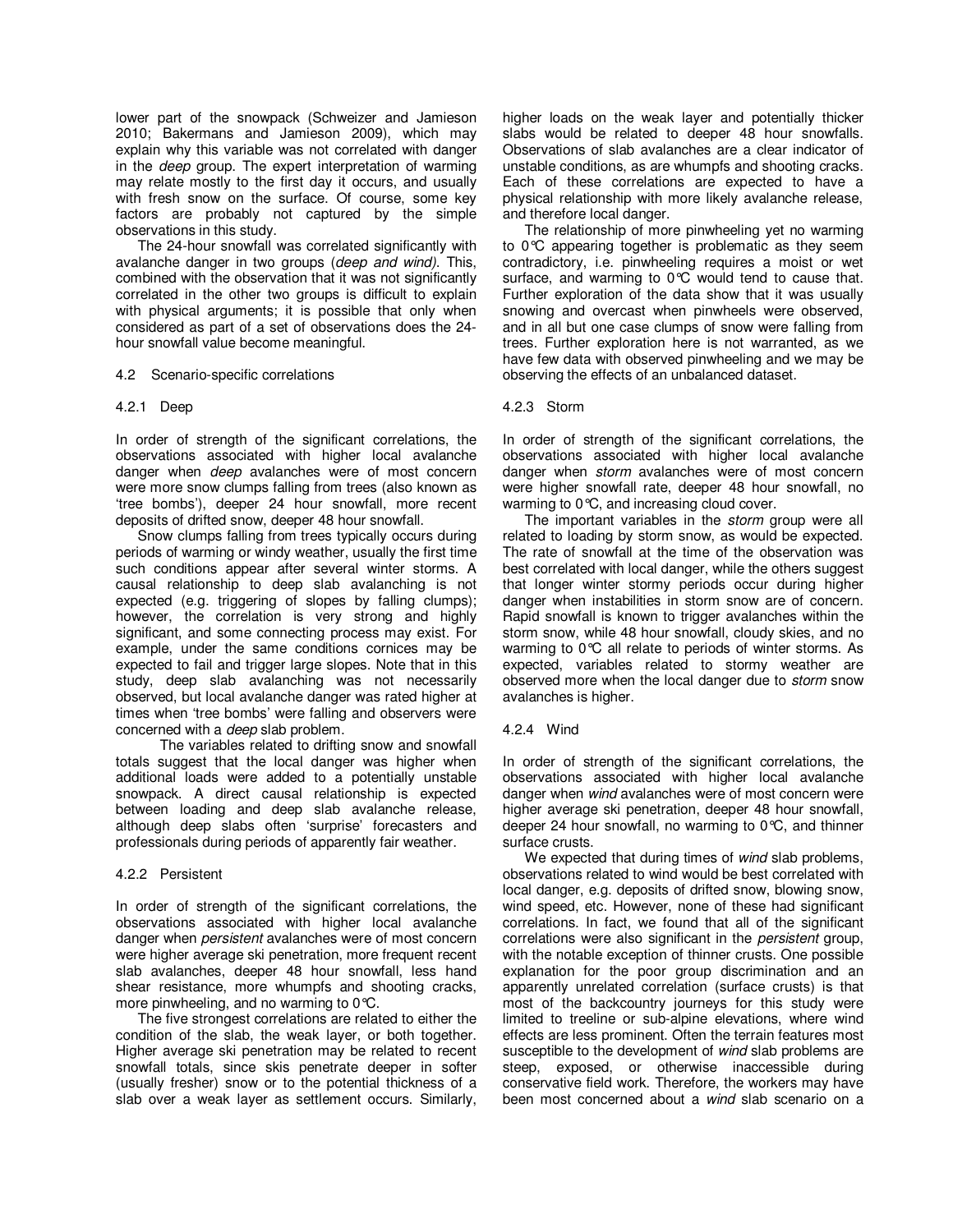lower part of the snowpack (Schweizer and Jamieson 2010; Bakermans and Jamieson 2009), which may explain why this variable was not correlated with danger in the *deep* group. The expert interpretation of warming may relate mostly to the first day it occurs, and usually with fresh snow on the surface. Of course, some key factors are probably not captured by the simple observations in this study.

The 24-hour snowfall was correlated significantly with avalanche danger in two groups (*deep and wind)*. This, combined with the observation that it was not significantly correlated in the other two groups is difficult to explain with physical arguments; it is possible that only when considered as part of a set of observations does the 24-hour snowfall value become meaningful.

### 4.2 Scenario-specific correlations

#### 4.2.1 Deep

In order of strength of the significant correlations, the observations associated with higher local avalanche danger when *deep* avalanches were of most concern were more snow clumps falling from trees (also known as 'tree bombs'), deeper 24 hour snowfall, more recent deposits of drifted snow, deeper 48 hour snowfall.

Snow clumps falling from trees typically occurs during periods of warming or windy weather, usually the first time such conditions appear after several winter storms. A causal relationship to deep slab avalanching is not expected (e.g. triggering of slopes by falling clumps); however, the correlation is very strong and highly significant, and some connecting process may exist. For example, under the same conditions cornices may be expected to fail and trigger large slopes. Note that in this study, deep slab avalanching was not necessarily observed, but local avalanche danger was rated higher at times when 'tree bombs' were falling and observers were concerned with a *deep* slab problem.

The variables related to drifting snow and snowfall totals suggest that the local danger was higher when additional loads were added to a potentially unstable snowpack. A direct causal relationship is expected between loading and deep slab avalanche release, although deep slabs often 'surprise' forecasters and professionals during periods of apparently fair weather.

#### 4.2.2 Persistent

In order of strength of the significant correlations, the observations associated with higher local avalanche danger when *persistent* avalanches were of most concern were higher average ski penetration, more frequent recent slab avalanches, deeper 48 hour snowfall, less hand shear resistance, more whumpfs and shooting cracks, more pinwheeling, and no warming to 0°C.

The five strongest correlations are related to either the condition of the slab, the weak layer, or both together. Higher average ski penetration may be related to recent snowfall totals, since skis penetrate deeper in softer (usually fresher) snow or to the potential thickness of a slab over a weak layer as settlement occurs. Similarly, higher loads on the weak layer and potentially thicker slabs would be related to deeper 48 hour snowfalls. Observations of slab avalanches are a clear indicator of unstable conditions, as are whumpfs and shooting cracks. Each of these correlations are expected to have a physical relationship with more likely avalanche release, and therefore local danger.

The relationship of more pinwheeling yet no warming to 0°C appearing together is problematic as they seem contradictory, i.e. pinwheeling requires a moist or wet surface, and warming to 0°C would tend to cause that. Further exploration of the data show that it was usually snowing and overcast when pinwheels were observed, and in all but one case clumps of snow were falling from trees. Further exploration here is not warranted, as we have few data with observed pinwheeling and we may be observing the effects of an unbalanced dataset.

#### 4.2.3 Storm

In order of strength of the significant correlations, the observations associated with higher local avalanche danger when *storm* avalanches were of most concern were higher snowfall rate, deeper 48 hour snowfall, no warming to 0°C, and increasing cloud cover.

The important variables in the *storm* group were all related to loading by storm snow, as would be expected. The rate of snowfall at the time of the observation was best correlated with local danger, while the others suggest that longer winter stormy periods occur during higher danger when instabilities in storm snow are of concern. Rapid snowfall is known to trigger avalanches within the storm snow, while 48 hour snowfall, cloudy skies, and no warming to 0°C all relate to periods of winter storms. As expected, variables related to stormy weather are observed more when the local danger due to *storm* snow avalanches is higher.

#### 4.2.4 Wind

In order of strength of the significant correlations, the observations associated with higher local avalanche danger when *wind* avalanches were of most concern were higher average ski penetration, deeper 48 hour snowfall, deeper 24 hour snowfall, no warming to 0°C, and thinner surface crusts.

We expected that during times of *wind* slab problems, observations related to wind would be best correlated with local danger, e.g. deposits of drifted snow, blowing snow, wind speed, etc. However, none of these had significant correlations. In fact, we found that all of the significant correlations were also significant in the *persistent* group, with the notable exception of thinner crusts. One possible explanation for the poor group discrimination and an apparently unrelated correlation (surface crusts) is that most of the backcountry journeys for this study were limited to treeline or sub-alpine elevations, where wind effects are less prominent. Often the terrain features most susceptible to the development of *wind* slab problems are steep, exposed, or otherwise inaccessible during conservative field work. Therefore, the workers may have been most concerned about a *wind* slab scenario on a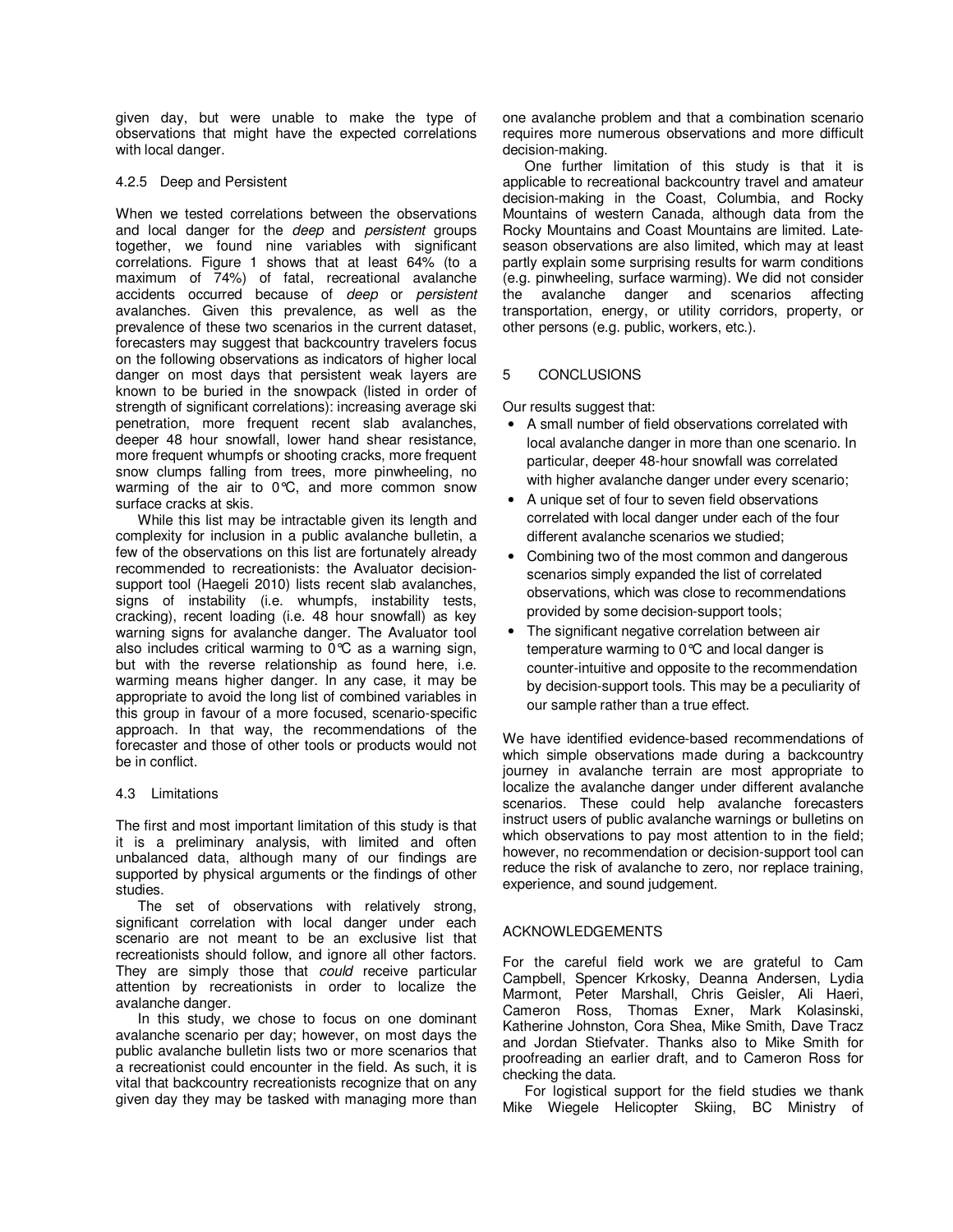given day, but were unable to make the type of observations that might have the expected correlations with local danger.

#### 4.2.5 Deep and Persistent

When we tested correlations between the observations and local danger for the *deep* and *persistent* groups together, we found nine variables with significant correlations. Figure 1 shows that at least 64% (to a maximum of 74%) of fatal, recreational avalanche accidents occurred because of *deep* or *persistent* avalanches. Given this prevalence, as well as the prevalence of these two scenarios in the current dataset, forecasters may suggest that backcountry travelers focus on the following observations as indicators of higher local danger on most days that persistent weak layers are known to be buried in the snowpack (listed in order of strength of significant correlations): increasing average ski penetration, more frequent recent slab avalanches, deeper 48 hour snowfall, lower hand shear resistance, more frequent whumpfs or shooting cracks, more frequent snow clumps falling from trees, more pinwheeling, no warming of the air to 0°C, and more common snow surface cracks at skis.

While this list may be intractable given its length and complexity for inclusion in a public avalanche bulletin, a few of the observations on this list are fortunately already recommended to recreationists: the Avaluator decision-support tool (Haegeli 2010) lists recent slab avalanches, signs of instability (i.e. whumpfs, instability tests, cracking), recent loading (i.e. 48 hour snowfall) as key warning signs for avalanche danger. The Avaluator tool also includes critical warming to 0°C as a warning sign, but with the reverse relationship as found here, i.e. warming means higher danger. In any case, it may be appropriate to avoid the long list of combined variables in this group in favour of a more focused, scenario-specific approach. In that way, the recommendations of the forecaster and those of other tools or products would not be in conflict.

### 4.3 Limitations

The first and most important limitation of this study is that it is a preliminary analysis, with limited and often unbalanced data, although many of our findings are supported by physical arguments or the findings of other studies.

The set of observations with relatively strong, significant correlation with local danger under each scenario are not meant to be an exclusive list that recreationists should follow, and ignore all other factors. They are simply those that *could* receive particular attention by recreationists in order to localize the avalanche danger.

In this study, we chose to focus on one dominant avalanche scenario per day; however, on most days the public avalanche bulletin lists two or more scenarios that a recreationist could encounter in the field. As such, it is vital that backcountry recreationists recognize that on any given day they may be tasked with managing more than one avalanche problem and that a combination scenario requires more numerous observations and more difficult decision-making.

One further limitation of this study is that it is applicable to recreational backcountry travel and amateur decision-making in the Coast, Columbia, and Rocky Mountains of western Canada, although data from the Rocky Mountains and Coast Mountains are limited. Late-season observations are also limited, which may at least partly explain some surprising results for warm conditions (e.g. pinwheeling, surface warming). We did not consider the avalanche danger and scenarios affecting transportation, energy, or utility corridors, property, or other persons (e.g. public, workers, etc.).

## 5 CONCLUSIONS

Our results suggest that:

- A small number of field observations correlated with local avalanche danger in more than one scenario. In particular, deeper 48-hour snowfall was correlated with higher avalanche danger under every scenario;
- A unique set of four to seven field observations correlated with local danger under each of the four different avalanche scenarios we studied;
- Combining two of the most common and dangerous scenarios simply expanded the list of correlated observations, which was close to recommendations provided by some decision-support tools;
- The significant negative correlation between air temperature warming to 0°C and local danger is counter-intuitive and opposite to the recommendation by decision-support tools. This may be a peculiarity of our sample rather than a true effect.

We have identified evidence-based recommendations of which simple observations made during a backcountry journey in avalanche terrain are most appropriate to localize the avalanche danger under different avalanche scenarios. These could help avalanche forecasters instruct users of public avalanche warnings or bulletins on which observations to pay most attention to in the field; however, no recommendation or decision-support tool can reduce the risk of avalanche to zero, nor replace training, experience, and sound judgement.

## ACKNOWLEDGEMENTS

For the careful field work we are grateful to Cam Campbell, Spencer Krkosky, Deanna Andersen, Lydia Marmont, Peter Marshall, Chris Geisler, Ali Haeri, Cameron Ross, Thomas Exner, Mark Kolasinski, Katherine Johnston, Cora Shea, Mike Smith, Dave Tracz and Jordan Stiefvater. Thanks also to Mike Smith for proofreading an earlier draft, and to Cameron Ross for checking the data.

For logistical support for the field studies we thank Mike Wiegele Helicopter Skiing, BC Ministry of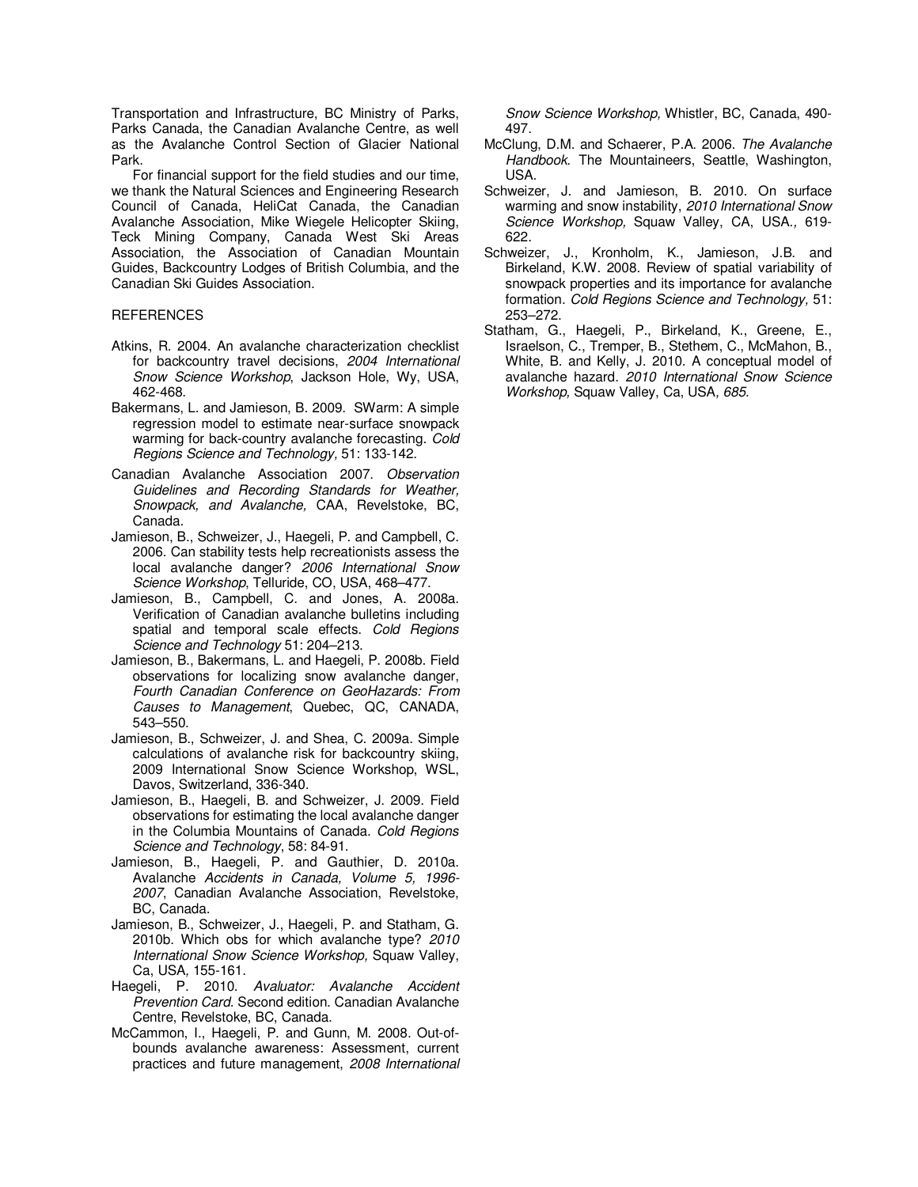Transportation and Infrastructure, BC Ministry of Parks, Parks Canada, the Canadian Avalanche Centre, as well as the Avalanche Control Section of Glacier National Park.

For financial support for the field studies and our time, we thank the Natural Sciences and Engineering Research Council of Canada, HeliCat Canada, the Canadian Avalanche Association, Mike Wiegele Helicopter Skiing, Teck Mining Company, Canada West Ski Areas Association, the Association of Canadian Mountain Guides, Backcountry Lodges of British Columbia, and the Canadian Ski Guides Association.

## REFERENCES

Atkins, R. 2004. An avalanche characterization checklist for backcountry travel decisions, *2004 International Snow Science Workshop*, Jackson Hole, Wy, USA, 462-468.

Bakermans, L. and Jamieson, B. 2009. SWarm: A simple regression model to estimate near-surface snowpack warming for back-country avalanche forecasting. *Cold Regions Science and Technology,* 51: 133-142.

Canadian Avalanche Association 2007. *Observation Guidelines and Recording Standards for Weather, Snowpack, and Avalanche,* CAA, Revelstoke, BC, Canada.

Jamieson, B., Schweizer, J., Haegeli, P. and Campbell, C. 2006. Can stability tests help recreationists assess the local avalanche danger? *2006 International Snow Science Workshop*, Telluride, CO, USA, 468–477.

Jamieson, B., Campbell, C. and Jones, A. 2008a. Verification of Canadian avalanche bulletins including spatial and temporal scale effects. *Cold Regions Science and Technology* 51: 204–213.

Jamieson, B., Bakermans, L. and Haegeli, P. 2008b. Field observations for localizing snow avalanche danger, *Fourth Canadian Conference on GeoHazards: From Causes to Management*, Quebec, QC, CANADA, 543–550.

Jamieson, B., Schweizer, J. and Shea, C. 2009a. Simple calculations of avalanche risk for backcountry skiing, 2009 International Snow Science Workshop, WSL, Davos, Switzerland, 336-340.

Jamieson, B., Haegeli, B. and Schweizer, J. 2009. Field observations for estimating the local avalanche danger in the Columbia Mountains of Canada. *Cold Regions Science and Technology*, 58: 84-91.

Jamieson, B., Haegeli, P. and Gauthier, D. 2010a. Avalanche *Accidents in Canada, Volume 5, 1996-2007*, Canadian Avalanche Association, Revelstoke, BC, Canada.

Jamieson, B., Schweizer, J., Haegeli, P. and Statham, G. 2010b. Which obs for which avalanche type? *2010 International Snow Science Workshop,* Squaw Valley, Ca, USA, 155-161.

Haegeli, P. 2010. *Avaluator: Avalanche Accident Prevention Card*. Second edition. Canadian Avalanche Centre, Revelstoke, BC, Canada.

McCammon, I., Haegeli, P. and Gunn, M. 2008. Out-of-bounds avalanche awareness: Assessment, current practices and future management, *2008 International Snow Science Workshop,* Whistler, BC, Canada, 490-497.

McClung, D.M. and Schaerer, P.A. 2006. *The Avalanche Handbook*. The Mountaineers, Seattle, Washington, USA.

Schweizer, J. and Jamieson, B. 2010. On surface warming and snow instability, *2010 International Snow Science Workshop,* Squaw Valley, CA, USA., 619-622.

Schweizer, J., Kronholm, K., Jamieson, J.B. and Birkeland, K.W. 2008. Review of spatial variability of snowpack properties and its importance for avalanche formation. *Cold Regions Science and Technology,* 51: 253–272.

Statham, G., Haegeli, P., Birkeland, K., Greene, E., Israelson, C., Tremper, B., Stethem, C., McMahon, B., White, B. and Kelly, J. 2010. A conceptual model of avalanche hazard. *2010 International Snow Science Workshop,* Squaw Valley, Ca, USA*, 685.*